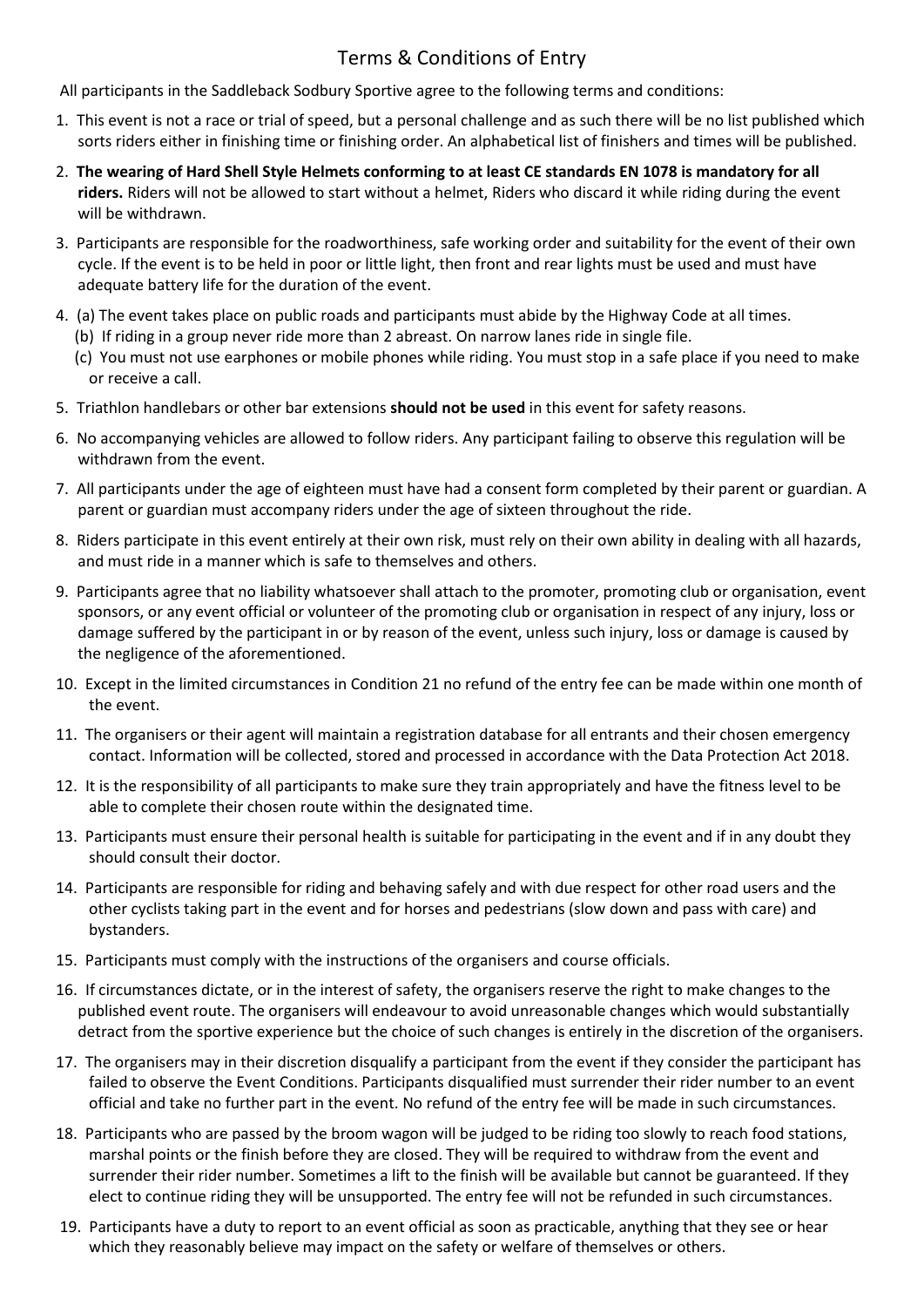# Terms & Conditions of Entry

All participants in the Saddleback Sodbury Sportive agree to the following terms and conditions:

1. This event is not a race or trial of speed, but a personal challenge and as such there will be no list published which sorts riders either in finishing time or finishing order. An alphabetical list of finishers and times will be published.
2. **The wearing of Hard Shell Style Helmets conforming to at least CE standards EN 1078 is mandatory for all riders.** Riders will not be allowed to start without a helmet, Riders who discard it while riding during the event will be withdrawn.
3. Participants are responsible for the roadworthiness, safe working order and suitability for the event of their own cycle. If the event is to be held in poor or little light, then front and rear lights must be used and must have adequate battery life for the duration of the event.
4. (a) The event takes place on public roads and participants must abide by the Highway Code at all times.
   (b) If riding in a group never ride more than 2 abreast. On narrow lanes ride in single file.
   (c) You must not use earphones or mobile phones while riding. You must stop in a safe place if you need to make or receive a call.
5. Triathlon handlebars or other bar extensions **should not be used** in this event for safety reasons.
6. No accompanying vehicles are allowed to follow riders. Any participant failing to observe this regulation will be withdrawn from the event.
7. All participants under the age of eighteen must have had a consent form completed by their parent or guardian. A parent or guardian must accompany riders under the age of sixteen throughout the ride.
8. Riders participate in this event entirely at their own risk, must rely on their own ability in dealing with all hazards, and must ride in a manner which is safe to themselves and others.
9. Participants agree that no liability whatsoever shall attach to the promoter, promoting club or organisation, event sponsors, or any event official or volunteer of the promoting club or organisation in respect of any injury, loss or damage suffered by the participant in or by reason of the event, unless such injury, loss or damage is caused by the negligence of the aforementioned.
10. Except in the limited circumstances in Condition 21 no refund of the entry fee can be made within one month of the event.
11. The organisers or their agent will maintain a registration database for all entrants and their chosen emergency contact. Information will be collected, stored and processed in accordance with the Data Protection Act 2018.
12. It is the responsibility of all participants to make sure they train appropriately and have the fitness level to be able to complete their chosen route within the designated time.
13. Participants must ensure their personal health is suitable for participating in the event and if in any doubt they should consult their doctor.
14. Participants are responsible for riding and behaving safely and with due respect for other road users and the other cyclists taking part in the event and for horses and pedestrians (slow down and pass with care) and bystanders.
15. Participants must comply with the instructions of the organisers and course officials.
16. If circumstances dictate, or in the interest of safety, the organisers reserve the right to make changes to the published event route. The organisers will endeavour to avoid unreasonable changes which would substantially detract from the sportive experience but the choice of such changes is entirely in the discretion of the organisers.
17. The organisers may in their discretion disqualify a participant from the event if they consider the participant has failed to observe the Event Conditions. Participants disqualified must surrender their rider number to an event official and take no further part in the event. No refund of the entry fee will be made in such circumstances.
18. Participants who are passed by the broom wagon will be judged to be riding too slowly to reach food stations, marshal points or the finish before they are closed. They will be required to withdraw from the event and surrender their rider number. Sometimes a lift to the finish will be available but cannot be guaranteed. If they elect to continue riding they will be unsupported. The entry fee will not be refunded in such circumstances.
19. Participants have a duty to report to an event official as soon as practicable, anything that they see or hear which they reasonably believe may impact on the safety or welfare of themselves or others.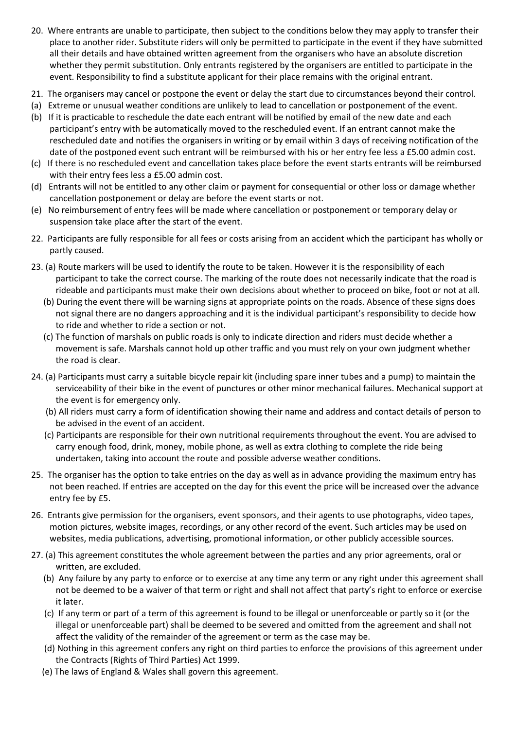20. Where entrants are unable to participate, then subject to the conditions below they may apply to transfer their place to another rider. Substitute riders will only be permitted to participate in the event if they have submitted all their details and have obtained written agreement from the organisers who have an absolute discretion whether they permit substitution. Only entrants registered by the organisers are entitled to participate in the event. Responsibility to find a substitute applicant for their place remains with the original entrant.

21. The organisers may cancel or postpone the event or delay the start due to circumstances beyond their control.

(a) Extreme or unusual weather conditions are unlikely to lead to cancellation or postponement of the event.

(b) If it is practicable to reschedule the date each entrant will be notified by email of the new date and each participant's entry with be automatically moved to the rescheduled event. If an entrant cannot make the rescheduled date and notifies the organisers in writing or by email within 3 days of receiving notification of the date of the postponed event such entrant will be reimbursed with his or her entry fee less a £5.00 admin cost.

(c) If there is no rescheduled event and cancellation takes place before the event starts entrants will be reimbursed with their entry fees less a £5.00 admin cost.

(d) Entrants will not be entitled to any other claim or payment for consequential or other loss or damage whether cancellation postponement or delay are before the event starts or not.

(e) No reimbursement of entry fees will be made where cancellation or postponement or temporary delay or suspension take place after the start of the event.

22. Participants are fully responsible for all fees or costs arising from an accident which the participant has wholly or partly caused.

23. (a) Route markers will be used to identify the route to be taken. However it is the responsibility of each participant to take the correct course. The marking of the route does not necessarily indicate that the road is rideable and participants must make their own decisions about whether to proceed on bike, foot or not at all.

(b) During the event there will be warning signs at appropriate points on the roads. Absence of these signs does not signal there are no dangers approaching and it is the individual participant's responsibility to decide how to ride and whether to ride a section or not.

(c) The function of marshals on public roads is only to indicate direction and riders must decide whether a movement is safe. Marshals cannot hold up other traffic and you must rely on your own judgment whether the road is clear.

24. (a) Participants must carry a suitable bicycle repair kit (including spare inner tubes and a pump) to maintain the serviceability of their bike in the event of punctures or other minor mechanical failures. Mechanical support at the event is for emergency only.

(b) All riders must carry a form of identification showing their name and address and contact details of person to be advised in the event of an accident.

(c) Participants are responsible for their own nutritional requirements throughout the event. You are advised to carry enough food, drink, money, mobile phone, as well as extra clothing to complete the ride being undertaken, taking into account the route and possible adverse weather conditions.

25. The organiser has the option to take entries on the day as well as in advance providing the maximum entry has not been reached. If entries are accepted on the day for this event the price will be increased over the advance entry fee by £5.

26. Entrants give permission for the organisers, event sponsors, and their agents to use photographs, video tapes, motion pictures, website images, recordings, or any other record of the event. Such articles may be used on websites, media publications, advertising, promotional information, or other publicly accessible sources.

27. (a) This agreement constitutes the whole agreement between the parties and any prior agreements, oral or written, are excluded.

(b) Any failure by any party to enforce or to exercise at any time any term or any right under this agreement shall not be deemed to be a waiver of that term or right and shall not affect that party's right to enforce or exercise it later.

(c) If any term or part of a term of this agreement is found to be illegal or unenforceable or partly so it (or the illegal or unenforceable part) shall be deemed to be severed and omitted from the agreement and shall not affect the validity of the remainder of the agreement or term as the case may be.

(d) Nothing in this agreement confers any right on third parties to enforce the provisions of this agreement under the Contracts (Rights of Third Parties) Act 1999.

(e) The laws of England & Wales shall govern this agreement.